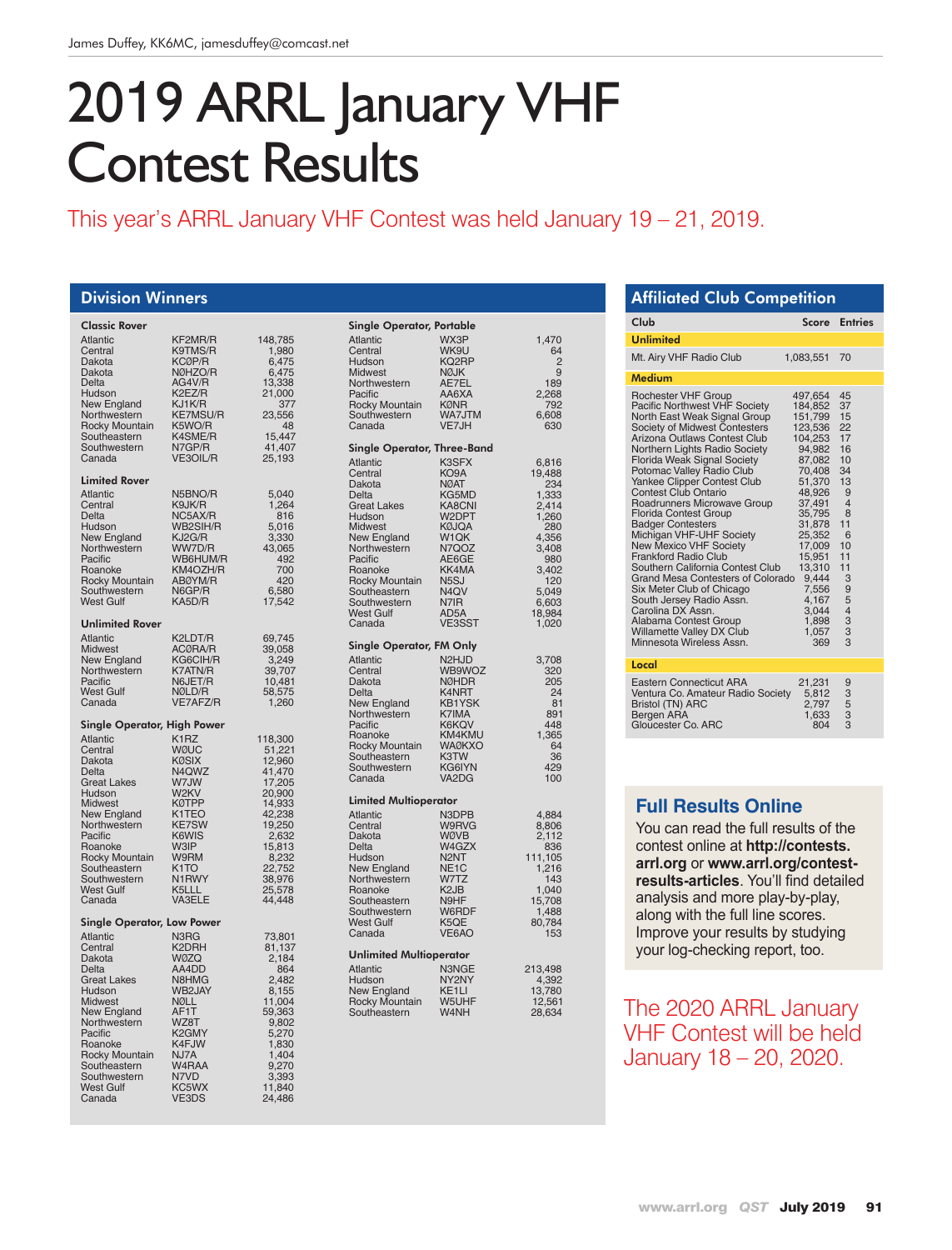James Duffey, KK6MC, jamesduffey@comcast.net

# 2019 ARRL January VHF Contest Results

This year's ARRL January VHF Contest was held January 19 – 21, 2019.

## Division Winners

### Classic Rover

| | | |
|---|---|---|
| Atlantic | KF2MR/R | 148,785 |
| Central | K9TMS/R | 1,980 |
| Dakota | KCØP/R | 6,475 |
| Dakota | NØHZO/R | 6,475 |
| Delta | AG4V/R | 13,338 |
| Hudson | K2EZ/R | 21,000 |
| New England | KJ1K/R | 377 |
| Northwestern | KE7MSU/R | 23,556 |
| Rocky Mountain | K5WO/R | 48 |
| Southeastern | K4SME/R | 15,447 |
| Southwestern | N7GP/R | 41,407 |
| Canada | VE3OIL/R | 25,193 |

### Limited Rover

| | | |
|---|---|---|
| Atlantic | N5BNO/R | 5,040 |
| Central | K9JK/R | 1,264 |
| Delta | NC5AX/R | 816 |
| Hudson | WB2SIH/R | 5,016 |
| New England | KJ2G/R | 3,330 |
| Northwestern | WW7D/R | 43,065 |
| Pacific | WB6HUM/R | 492 |
| Roanoke | KM4OZH/R | 700 |
| Rocky Mountain | ABØYM/R | 420 |
| Southwestern | N6GP/R | 6,580 |
| West Gulf | KA5D/R | 17,542 |

### Unlimited Rover

| | | |
|---|---|---|
| Atlantic | K2LDT/R | 69,745 |
| Midwest | ACØRA/R | 39,058 |
| New England | KG6CIH/R | 3,249 |
| Northwestern | K7ATN/R | 39,707 |
| Pacific | N6JET/R | 10,481 |
| West Gulf | NØLD/R | 58,575 |
| Canada | VE7AFZ/R | 1,260 |

### Single Operator, High Power

| | | |
|---|---|---|
| Atlantic | K1RZ | 118,300 |
| Central | WØUC | 51,221 |
| Dakota | KØSIX | 12,960 |
| Delta | N4QWZ | 41,470 |
| Great Lakes | W7JW | 17,205 |
| Hudson | W2KV | 20,900 |
| Midwest | KØTPP | 14,933 |
| New England | K1TEO | 42,238 |
| Northwestern | KE7SW | 19,250 |
| Pacific | K6WIS | 2,632 |
| Roanoke | W3IP | 15,813 |
| Rocky Mountain | W9RM | 8,232 |
| Southeastern | K1TO | 22,752 |
| Southwestern | N1RWY | 38,976 |
| West Gulf | K5LLL | 25,578 |
| Canada | VA3ELE | 44,448 |

### Single Operator, Low Power

| | | |
|---|---|---|
| Atlantic | N3RG | 73,801 |
| Central | K2DRH | 81,137 |
| Dakota | WØZQ | 2,184 |
| Delta | AA4DD | 864 |
| Great Lakes | N8HMG | 2,482 |
| Hudson | WB2JAY | 8,155 |
| Midwest | NØLL | 11,004 |
| New England | AF1T | 59,363 |
| Northwestern | WZ8T | 9,802 |
| Pacific | K2GMY | 5,270 |
| Roanoke | K4FJW | 1,830 |
| Rocky Mountain | NJ7A | 1,404 |
| Southeastern | W4RAA | 9,270 |
| Southwestern | N7VD | 3,393 |
| West Gulf | KC5WX | 11,840 |
| Canada | VE3DS | 24,486 |

### Single Operator, Portable

| | | |
|---|---|---|
| Atlantic | WX3P | 1,470 |
| Central | WK9U | 64 |
| Hudson | KQ2RP | 2 |
| Midwest | AE7EL | 189 |
| Northwestern | AA6XA | 2,268 |
| Pacific | KØNR | 792 |
| Rocky Mountain | WA7JTM | 6,608 |
| Southwestern | VE7JH | 630 |

Note: column as printed lists divisions Atlantic, Central, Hudson, Midwest, Northwestern, Pacific, Rocky Mountain, Southwestern, Canada and calls WX3P, WK9U, KQ2RP, NØJK, AE7EL, AA6XA, KØNR, WA7JTM, VE7JH with scores 1,470, 64, 2, 9, 189, 2,268, 792, 6,608, 630. Corrected table:

| | | |
|---|---|---|
| Atlantic | WX3P | 1,470 |
| Central | WK9U | 64 |
| Hudson | KQ2RP | 2 |
| Midwest | NØJK | 9 |
| Northwestern | AE7EL | 189 |
| Pacific | AA6XA | 2,268 |
| Rocky Mountain | KØNR | 792 |
| Southwestern | WA7JTM | 6,608 |
| Canada | VE7JH | 630 |

### Single Operator, Three-Band

| | | |
|---|---|---|
| Atlantic | K3SFX | 6,816 |
| Central | KO9A | 19,488 |
| Dakota | NØAT | 234 |
| Delta | KG5MD | 1,333 |
| Great Lakes | KA8CNI | 2,414 |
| Hudson | W2DPT | 1,260 |
| Midwest | KØJQA | 280 |
| New England | W1QK | 4,356 |
| Northwestern | N7QOZ | 3,408 |
| Pacific | AE6GE | 980 |
| Roanoke | KK4MA | 3,402 |
| Rocky Mountain | N5SJ | 120 |
| Southeastern | N4QV | 5,049 |
| Southwestern | N7IR | 6,603 |
| West Gulf | AD5A | 18,984 |
| Canada | VE3SST | 1,020 |

### Single Operator, FM Only

| | | |
|---|---|---|
| Atlantic | N2HJD | 3,708 |
| Central | WB9WOZ | 320 |
| Dakota | NØHDR | 205 |
| Delta | K4NRT | 24 |
| New England | KB1YSK | 81 |
| Northwestern | K7IMA | 891 |
| Pacific | K6KQV | 448 |
| Roanoke | KM4KMU | 1,365 |
| Rocky Mountain | WAØKXO | 64 |
| Southeastern | K3TW | 36 |
| Southwestern | KG6IYN | 429 |
| Canada | VA2DG | 100 |

### Limited Multioperator

| | | |
|---|---|---|
| Atlantic | N3DPB | 4,884 |
| Central | W9RVG | 8,806 |
| Dakota | WØVB | 2,112 |
| Delta | W4GZX | 836 |
| Hudson | N2NT | 111,105 |
| New England | NE1C | 1,216 |
| Northwestern | W7TZ | 143 |
| Roanoke | K2JB | 1,040 |
| Southeastern | N9HF | 15,708 |
| Southwestern | W6RDF | 1,488 |
| West Gulf | K5QE | 80,784 |
| Canada | VE6AO | 153 |

### Unlimited Multioperator

| | | |
|---|---|---|
| Atlantic | N3NGE | 213,498 |
| Hudson | NY2NY | 4,392 |
| New England | KE1LI | 13,780 |
| Rocky Mountain | W5UHF | 12,561 |
| Southeastern | W4NH | 28,634 |

## Affiliated Club Competition

| Club | Score | Entries |
|---|---|---|
| **Unlimited** | | |
| Mt. Airy VHF Radio Club | 1,083,551 | 70 |
| **Medium** | | |
| Rochester VHF Group | 497,654 | 45 |
| Pacific Northwest VHF Society | 184,852 | 37 |
| North East Weak Signal Group | 151,799 | 15 |
| Society of Midwest Contesters | 123,536 | 22 |
| Arizona Outlaws Contest Club | 104,253 | 17 |
| Northern Lights Radio Society | 94,982 | 16 |
| Florida Weak Signal Society | 87,082 | 10 |
| Potomac Valley Radio Club | 70,408 | 34 |
| Yankee Clipper Contest Club | 51,370 | 13 |
| Contest Club Ontario | 48,926 | 9 |
| Roadrunners Microwave Group | 37,491 | 4 |
| Florida Contest Group | 35,795 | 8 |
| Badger Contesters | 31,878 | 11 |
| Michigan VHF-UHF Society | 25,352 | 6 |
| New Mexico VHF Society | 17,009 | 10 |
| Frankford Radio Club | 15,951 | 11 |
| Southern California Contest Club | 13,310 | 11 |
| Grand Mesa Contesters of Colorado | 9,444 | 3 |
| Six Meter Club of Chicago | 7,556 | 9 |
| South Jersey Radio Assn. | 4,167 | 5 |
| Carolina DX Assn. | 3,044 | 4 |
| Alabama Contest Group | 1,898 | 3 |
| Willamette Valley DX Club | 1,057 | 3 |
| Minnesota Wireless Assn. | 369 | 3 |
| **Local** | | |
| Eastern Connecticut ARA | 21,231 | 9 |
| Ventura Co. Amateur Radio Society | 5,812 | 3 |
| Bristol (TN) ARC | 2,797 | 5 |
| Bergen ARA | 1,633 | 3 |
| Gloucester Co. ARC | 804 | 3 |

## Full Results Online

You can read the full results of the contest online at **http://contests.arrl.org** or **www.arrl.org/contest-results-articles**. You'll find detailed analysis and more play-by-play, along with the full line scores. Improve your results by studying your log-checking report, too.

The 2020 ARRL January VHF Contest will be held January 18 – 20, 2020.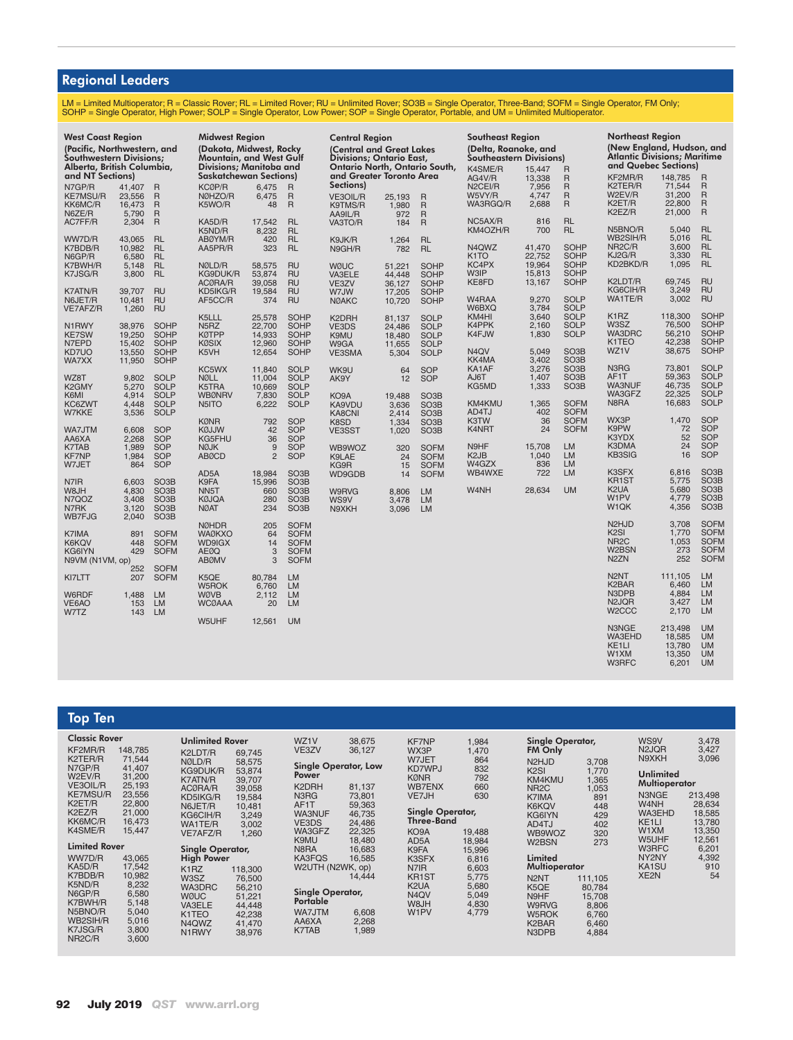## Regional Leaders

LM = Limited Multioperator; R = Classic Rover; RL = Limited Rover; RU = Unlimited Rover; SO3B = Single Operator, Three-Band; SOFM = Single Operator, FM Only; SOHP = Single Operator, High Power; SOLP = Single Operator, Low Power; SOP = Single Operator, Portable, and UM = Unlimited Multioperator.

### West Coast Region
**(Pacific, Northwestern, and Southwestern Divisions; Alberta, British Columbia, and NT Sections)**

| | | |
|---|---|---|
| N7GP/R | 41,407 | R |
| KE7MSU/R | 23,556 | R |
| KK6MC/R | 16,473 | R |
| N6ZE/R | 5,790 | R |
| AC7FF/R | 2,304 | R |
| WW7D/R | 43,065 | RL |
| K7BDB/R | 10,982 | RL |
| N6GP/R | 6,580 | RL |
| K7BWH/R | 5,148 | RL |
| K7JSG/R | 3,800 | RL |
| K7ATN/R | 39,707 | RU |
| N6JET/R | 10,481 | RU |
| VE7AFZ/R | 1,260 | RU |
| N1RWY | 38,976 | SOHP |
| KE7SW | 19,250 | SOHP |
| N7EPD | 15,402 | SOHP |
| KD7UO | 13,550 | SOHP |
| WA7XX | 11,950 | SOHP |
| WZ8T | 9,802 | SOLP |
| K2GMY | 5,270 | SOLP |
| K6MI | 4,914 | SOLP |
| KC6ZWT | 4,448 | SOLP |
| W7KKE | 3,536 | SOLP |
| WA7JTM | 6,608 | SOP |
| AA6XA | 2,268 | SOP |
| K7TAB | 1,989 | SOP |
| KF7NP | 1,984 | SOP |
| W7JET | 864 | SOP |
| N7IR | 6,603 | SO3B |
| W8JH | 4,830 | SO3B |
| N7QOZ | 3,408 | SO3B |
| N7RK | 3,120 | SO3B |
| WB7FJG | 2,040 | SO3B |
| K7IMA | 891 | SOFM |
| K6KQV | 448 | SOFM |
| KG6IYN | 429 | SOFM |
| N9VM (N1VM, op) | 252 | SOFM |
| KI7LTT | 207 | SOFM |
| W6RDF | 1,488 | LM |
| VE6AO | 153 | LM |
| W7TZ | 143 | LM |

### Midwest Region
**(Dakota, Midwest, Rocky Mountain, and West Gulf Divisions; Manitoba and Saskatchewan Sections)**

| | | |
|---|---|---|
| KC0P/R | 6,475 | R |
| N0HZO/R | 6,475 | R |
| K5WO/R | 48 | R |
| KA5D/R | 17,542 | RL |
| K5ND/R | 8,232 | RL |
| AB0YM/R | 420 | RL |
| AA5PR/R | 323 | RL |
| N0LD/R | 58,575 | RU |
| KG9DUK/R | 53,874 | RU |
| AC0RA/R | 39,058 | RU |
| KD5IKG/R | 19,584 | RU |
| AF5CC/R | 374 | RU |
| K5LLL | 25,578 | SOHP |
| N5RZ | 22,700 | SOHP |
| K0TPP | 14,933 | SOHP |
| K0SIX | 12,960 | SOHP |
| K5VH | 12,654 | SOHP |
| KC5WX | 11,840 | SOLP |
| N0LL | 11,004 | SOLP |
| K5TRA | 10,669 | SOLP |
| WB0NRV | 7,830 | SOLP |
| N5ITO | 6,222 | SOLP |
| K0NR | 792 | SOP |
| K0JJW | 42 | SOP |
| KG5FHU | 36 | SOP |
| N0JK | 9 | SOP |
| AB0CD | 2 | SOP |
| AD5A | 18,984 | SO3B |
| K9FA | 15,996 | SO3B |
| NN5T | 660 | SO3B |
| K0JQA | 280 | SO3B |
| N0AT | 234 | SO3B |
| N0HDR | 205 | SOFM |
| WA0KXO | 64 | SOFM |
| WD9IGX | 14 | SOFM |
| AE0Q | 3 | SOFM |
| AB0MV | 3 | SOFM |
| K5QE | 80,784 | LM |
| W5ROK | 6,760 | LM |
| W0VB | 2,112 | LM |
| WC0AAA | 20 | LM |
| W5UHF | 12,561 | UM |

### Central Region
**(Central and Great Lakes Divisions; Ontario East, Ontario North, Ontario South, and Greater Toronto Area Sections)**

| | | |
|---|---|---|
| VE3OIL/R | 25,193 | R |
| K9TMS/R | 1,980 | R |
| AA9IL/R | 972 | R |
| VA3TO/R | 184 | R |
| K9JK/R | 1,264 | RL |
| N9GH/R | 782 | RL |
| W0UC | 51,221 | SOHP |
| VA3ELE | 44,448 | SOHP |
| VE3ZV | 36,127 | SOHP |
| W7JW | 17,205 | SOHP |
| N0AKC | 10,720 | SOHP |
| K2DRH | 81,137 | SOLP |
| VE3DS | 24,486 | SOLP |
| K9MU | 18,480 | SOLP |
| W9GA | 11,655 | SOLP |
| VE3SMA | 5,304 | SOLP |
| WK9U | 64 | SOP |
| AK9Y | 12 | SOP |
| KO9A | 19,488 | SO3B |
| KA9VDU | 3,636 | SO3B |
| KA8CNI | 2,414 | SO3B |
| K8SD | 1,334 | SO3B |
| VE3SST | 1,020 | SO3B |
| WB9WOZ | 320 | SOFM |
| K9LAE | 24 | SOFM |
| KG9R | 15 | SOFM |
| WD9GDB | 14 | SOFM |
| W9RVG | 8,806 | LM |
| WS9V | 3,478 | LM |
| N9XKH | 3,096 | LM |

### Southeast Region
**(Delta, Roanoke, and Southeastern Divisions)**

| | | |
|---|---|---|
| K4SME/R | 15,447 | R |
| AG4V/R | 13,338 | R |
| N2CEI/R | 7,956 | R |
| W5VY/R | 4,747 | R |
| WA3RGQ/R | 2,688 | R |
| NC5AX/R | 816 | RL |
| KM4OZH/R | 700 | RL |
| N4QWZ | 41,470 | SOHP |
| K1TO | 22,752 | SOHP |
| KC4PX | 19,964 | SOHP |
| W3IP | 15,813 | SOHP |
| KE8FD | 13,167 | SOHP |
| W4RAA | 9,270 | SOLP |
| W6BXQ | 3,784 | SOLP |
| KM4HI | 3,640 | SOLP |
| K4PPK | 2,160 | SOLP |
| K4FJW | 1,830 | SOLP |
| N4QV | 5,049 | SO3B |
| KK4MA | 3,402 | SO3B |
| KA1AF | 3,276 | SO3B |
| AJ6T | 1,407 | SO3B |
| KG5MD | 1,333 | SO3B |
| KM4KMU | 1,365 | SOFM |
| AD4TJ | 402 | SOFM |
| K3TW | 36 | SOFM |
| K4NRT | 24 | SOFM |
| N9HF | 15,708 | LM |
| K2JB | 1,040 | LM |
| W4GZX | 836 | LM |
| WB4WXE | 722 | LM |
| W4NH | 28,634 | UM |

### Northeast Region
**(New England, Hudson, and Atlantic Divisions; Maritime and Quebec Sections)**

| | | |
|---|---|---|
| KF2MR/R | 148,785 | R |
| K2TER/R | 71,544 | R |
| W2EV/R | 31,200 | R |
| K2ET/R | 22,800 | R |
| K2EZ/R | 21,000 | R |
| N5BNO/R | 5,040 | RL |
| WB2SIH/R | 5,016 | RL |
| NR2C/R | 3,600 | RL |
| KJ2G/R | 3,330 | RL |
| KD2BKD/R | 1,095 | RL |
| K2LDT/R | 69,745 | RU |
| KG6CIH/R | 3,249 | RU |
| WA1TE/R | 3,002 | RU |
| K1RZ | 118,300 | SOHP |
| W3SZ | 76,500 | SOHP |
| WA3DRC | 56,210 | SOHP |
| K1TEO | 42,238 | SOHP |
| WZ1V | 38,675 | SOHP |
| N3RG | 73,801 | SOLP |
| AF1T | 59,363 | SOLP |
| WA3NUF | 46,735 | SOLP |
| WA3GFZ | 22,325 | SOLP |
| N8RA | 16,683 | SOLP |
| WX3P | 1,470 | SOP |
| K9PW | 72 | SOP |
| K3YDX | 52 | SOP |
| K3DMA | 24 | SOP |
| KB3SIG | 16 | SOP |
| K3SFX | 6,816 | SO3B |
| KR1ST | 5,775 | SO3B |
| K2UA | 5,680 | SO3B |
| W1PV | 4,779 | SO3B |
| W1QK | 4,356 | SO3B |
| N2HJD | 3,708 | SOFM |
| K2SI | 1,770 | SOFM |
| NR2C | 1,053 | SOFM |
| W2BSN | 273 | SOFM |
| N2ZN | 252 | SOFM |
| N2NT | 111,105 | LM |
| K2BAR | 6,460 | LM |
| N3DPB | 4,884 | LM |
| N2JQR | 3,427 | LM |
| W2CCC | 2,170 | LM |
| N3NGE | 213,498 | UM |
| WA3EHD | 18,585 | UM |
| KE1LI | 13,780 | UM |
| W1XM | 13,350 | UM |
| W3RFC | 6,201 | UM |

## Top Ten

### Classic Rover

| | |
|---|---|
| KF2MR/R | 148,785 |
| K2TER/R | 71,544 |
| N7GP/R | 41,407 |
| W2EV/R | 31,200 |
| VE3OIL/R | 25,193 |
| KE7MSU/R | 23,556 |
| K2ET/R | 22,800 |
| K2EZ/R | 21,000 |
| KK6MC/R | 16,473 |
| K4SME/R | 15,447 |

### Limited Rover

| | |
|---|---|
| WW7D/R | 43,065 |
| KA5D/R | 17,542 |
| K7BDB/R | 10,982 |
| K5ND/R | 8,232 |
| N6GP/R | 6,580 |
| K7BWH/R | 5,148 |
| N5BNO/R | 5,040 |
| WB2SIH/R | 5,016 |
| K7JSG/R | 3,800 |
| NR2C/R | 3,600 |

### Unlimited Rover

| | |
|---|---|
| K2LDT/R | 69,745 |
| N0LD/R | 58,575 |
| KG9DUK/R | 53,874 |
| K7ATN/R | 39,707 |
| AC0RA/R | 39,058 |
| KD5IKG/R | 19,584 |
| N6JET/R | 10,481 |
| KG6CIH/R | 3,249 |
| WA1TE/R | 3,002 |
| VE7AFZ/R | 1,260 |

### Single Operator, High Power

| | |
|---|---|
| K1RZ | 118,300 |
| W3SZ | 76,500 |
| WA3DRC | 56,210 |
| W0UC | 51,221 |
| VA3ELE | 44,448 |
| K1TEO | 42,238 |
| N4QWZ | 41,470 |
| N1RWY | 38,976 |
| WZ1V | 38,675 |
| VE3ZV | 36,127 |

### Single Operator, Low Power

| | |
|---|---|
| K2DRH | 81,137 |
| N3RG | 73,801 |
| AF1T | 59,363 |
| WA3NUF | 46,735 |
| VE3DS | 24,486 |
| WA3GFZ | 22,325 |
| K9MU | 18,480 |
| N8RA | 16,683 |
| KA3FQS | 16,585 |
| W2UTH (N2WK, op) | 14,444 |

### Single Operator, Portable

| | |
|---|---|
| WA7JTM | 6,608 |
| AA6XA | 2,268 |
| K7TAB | 1,989 |
| KF7NP | 1,984 |
| WX3P | 1,470 |
| W7JET | 864 |
| KD7WPJ | 832 |
| K0NR | 792 |
| WB7ENX | 660 |
| VE7JH | 630 |

### Single Operator, Three-Band

| | |
|---|---|
| KO9A | 19,488 |
| AD5A | 18,984 |
| K9FA | 15,996 |
| K3SFX | 6,816 |
| N7IR | 6,603 |
| KR1ST | 5,775 |
| K2UA | 5,680 |
| N4QV | 5,049 |
| W8JH | 4,830 |
| W1PV | 4,779 |

### Single Operator, FM Only

| | |
|---|---|
| N2HJD | 3,708 |
| K2SI | 1,770 |
| KM4KMU | 1,365 |
| NR2C | 1,053 |
| K7IMA | 891 |
| K6KQV | 448 |
| KG6IYN | 429 |
| AD4TJ | 402 |
| WB9WOZ | 320 |
| W2BSN | 273 |

### Limited Multioperator

| | |
|---|---|
| N2NT | 111,105 |
| K5QE | 80,784 |
| N9HF | 15,708 |
| W9RVG | 8,806 |
| W5ROK | 6,760 |
| K2BAR | 6,460 |
| N3DPB | 4,884 |
| WS9V | 3,478 |
| N2JQR | 3,427 |
| N9XKH | 3,096 |

### Unlimited Multioperator

| | |
|---|---|
| N3NGE | 213,498 |
| W4NH | 28,634 |
| WA3EHD | 18,585 |
| KE1LI | 13,780 |
| W1XM | 13,350 |
| W5UHF | 12,561 |
| W3RFC | 6,201 |
| NY2NY | 4,392 |
| KA1SU | 910 |
| XE2N | 54 |